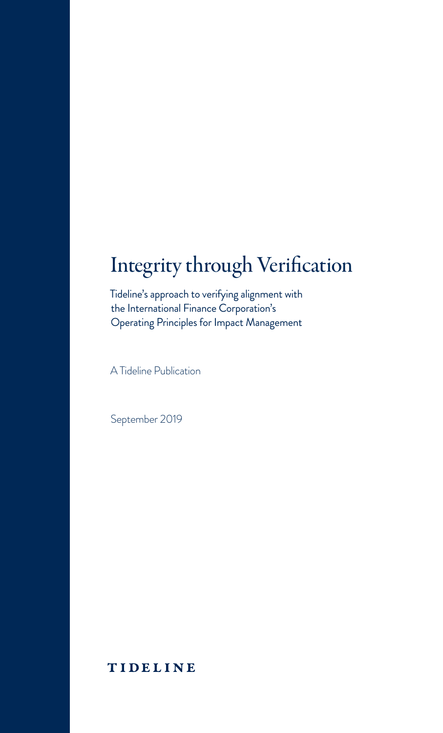# Integrity through Verification

Tideline's approach to verifying alignment with the International Finance Corporation's Operating Principles for Impact Management

A Tideline Publication

September 2019

TIDELINE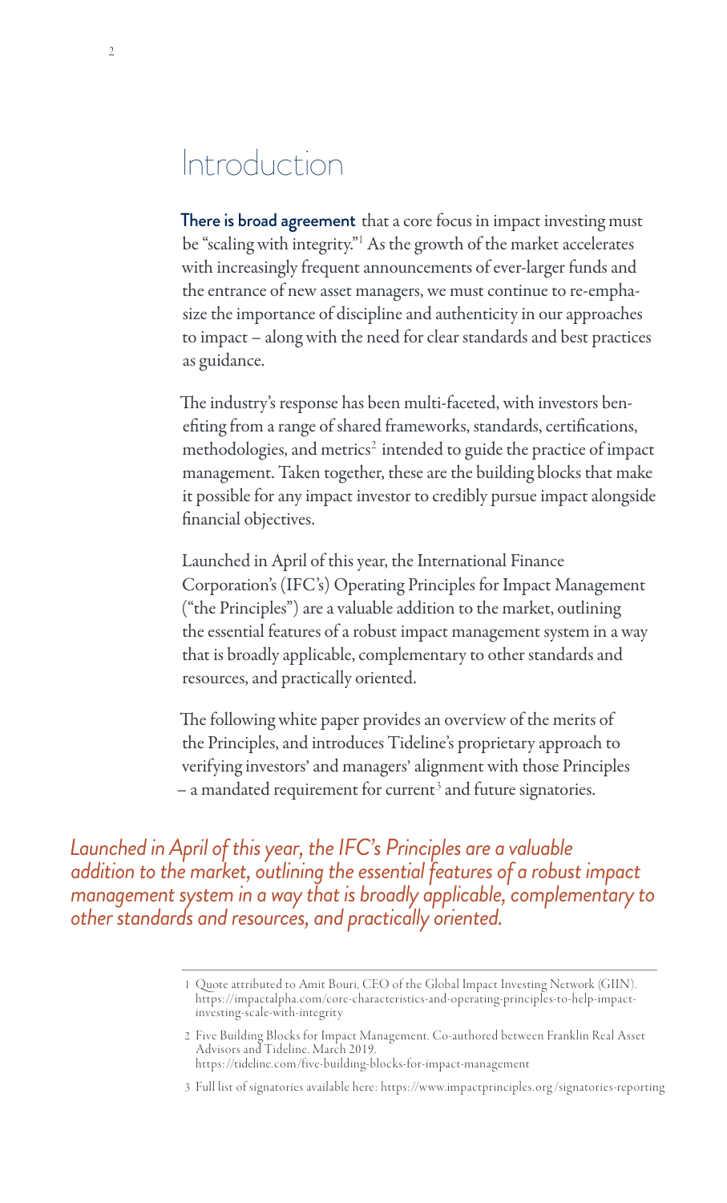# Introduction

**There is broad agreement** that a core focus in impact investing must be "scaling with integrity."[1] As the growth of the market accelerates with increasingly frequent announcements of ever-larger funds and the entrance of new asset managers, we must continue to re-emphasize the importance of discipline and authenticity in our approaches to impact – along with the need for clear standards and best practices as guidance.

The industry's response has been multi-faceted, with investors benefiting from a range of shared frameworks, standards, certifications, methodologies, and metrics[2] intended to guide the practice of impact management. Taken together, these are the building blocks that make it possible for any impact investor to credibly pursue impact alongside financial objectives.

Launched in April of this year, the International Finance Corporation's (IFC's) Operating Principles for Impact Management ("the Principles") are a valuable addition to the market, outlining the essential features of a robust impact management system in a way that is broadly applicable, complementary to other standards and resources, and practically oriented.

The following white paper provides an overview of the merits of the Principles, and introduces Tideline's proprietary approach to verifying investors' and managers' alignment with those Principles – a mandated requirement for current[3] and future signatories.

*Launched in April of this year, the IFC's Principles are a valuable addition to the market, outlining the essential features of a robust impact management system in a way that is broadly applicable, complementary to other standards and resources, and practically oriented.*

---

1 Quote attributed to Amit Bouri, CEO of the Global Impact Investing Network (GIIN). https://impactalpha.com/core-characteristics-and-operating-principles-to-help-impact-investing-scale-with-integrity

2 Five Building Blocks for Impact Management. Co-authored between Franklin Real Asset Advisors and Tideline. March 2019. https://tideline.com/five-building-blocks-for-impact-management

3 Full list of signatories available here: https://www.impactprinciples.org/signatories-reporting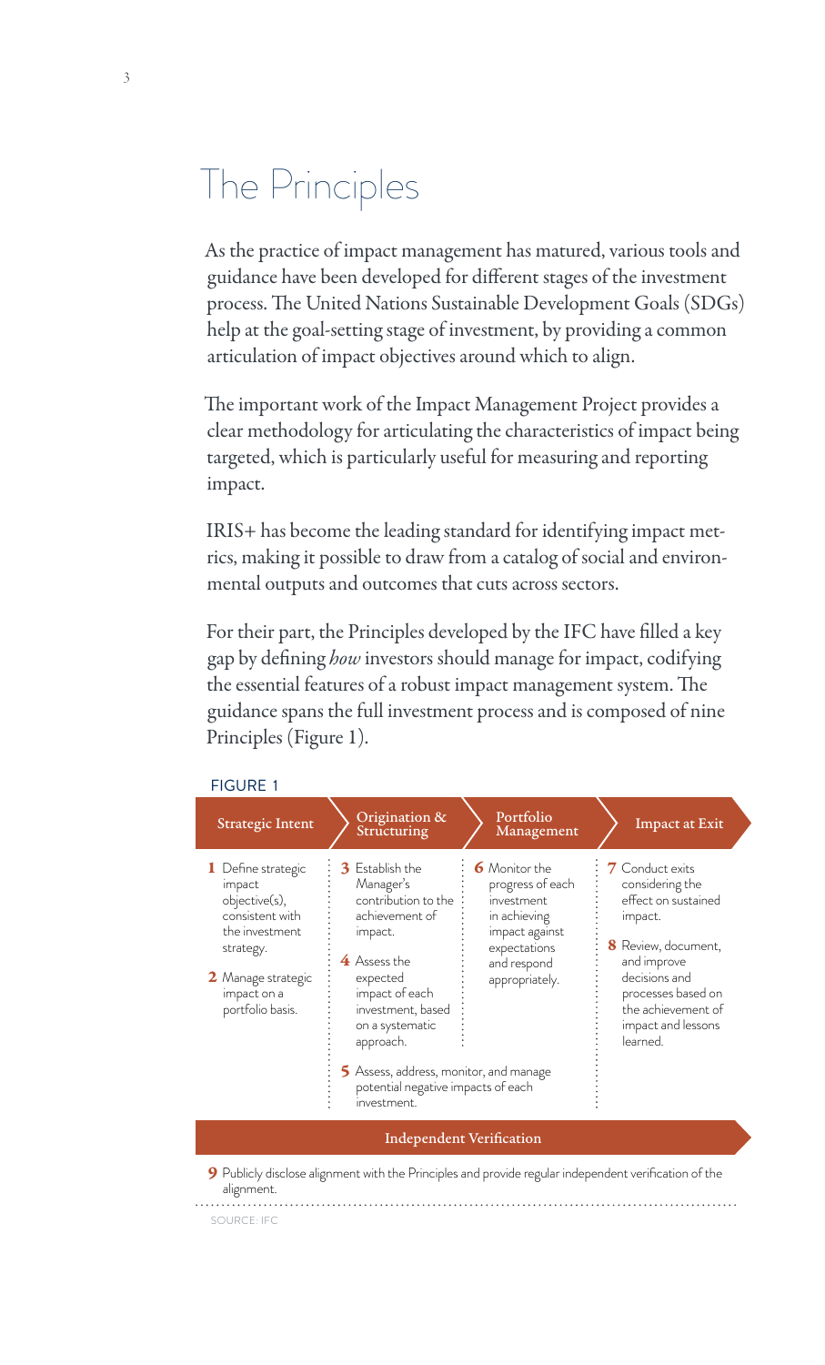# The Principles

As the practice of impact management has matured, various tools and guidance have been developed for different stages of the investment process. The United Nations Sustainable Development Goals (SDGs) help at the goal-setting stage of investment, by providing a common articulation of impact objectives around which to align.

The important work of the Impact Management Project provides a clear methodology for articulating the characteristics of impact being targeted, which is particularly useful for measuring and reporting impact.

IRIS+ has become the leading standard for identifying impact metrics, making it possible to draw from a catalog of social and environmental outputs and outcomes that cuts across sectors.

For their part, the Principles developed by the IFC have filled a key gap by defining *how* investors should manage for impact, codifying the essential features of a robust impact management system. The guidance spans the full investment process and is composed of nine Principles (Figure 1).

FIGURE 1

| Strategic Intent | Origination & Structuring | Portfolio Management | Impact at Exit |
|---|---|---|---|
| **1** Define strategic impact objective(s), consistent with the investment strategy.<br>**2** Manage strategic impact on a portfolio basis. | **3** Establish the Manager's contribution to the achievement of impact.<br>**4** Assess the expected impact of each investment, based on a systematic approach.<br>**5** Assess, address, monitor, and manage potential negative impacts of each investment. | **6** Monitor the progress of each investment in achieving impact against expectations and respond appropriately. | **7** Conduct exits considering the effect on sustained impact.<br>**8** Review, document, and improve decisions and processes based on the achievement of impact and lessons learned. |

**Independent Verification**

**9** Publicly disclose alignment with the Principles and provide regular independent verification of the alignment.

SOURCE: IFC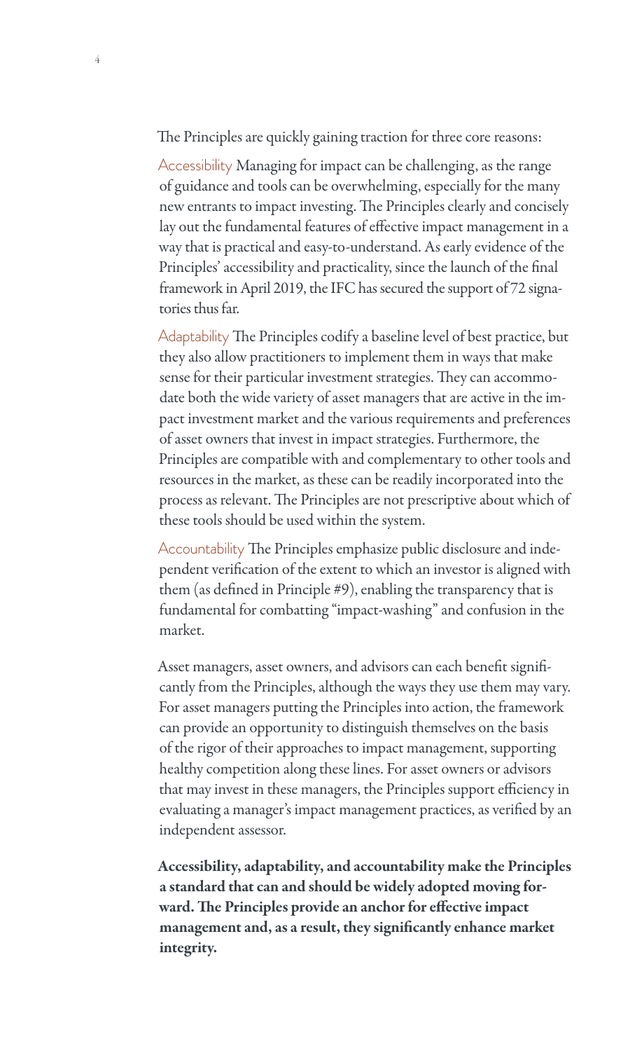The Principles are quickly gaining traction for three core reasons:

Accessibility Managing for impact can be challenging, as the range of guidance and tools can be overwhelming, especially for the many new entrants to impact investing. The Principles clearly and concisely lay out the fundamental features of effective impact management in a way that is practical and easy-to-understand. As early evidence of the Principles' accessibility and practicality, since the launch of the final framework in April 2019, the IFC has secured the support of 72 signatories thus far.

Adaptability The Principles codify a baseline level of best practice, but they also allow practitioners to implement them in ways that make sense for their particular investment strategies. They can accommodate both the wide variety of asset managers that are active in the impact investment market and the various requirements and preferences of asset owners that invest in impact strategies. Furthermore, the Principles are compatible with and complementary to other tools and resources in the market, as these can be readily incorporated into the process as relevant. The Principles are not prescriptive about which of these tools should be used within the system.

Accountability The Principles emphasize public disclosure and independent verification of the extent to which an investor is aligned with them (as defined in Principle #9), enabling the transparency that is fundamental for combatting "impact-washing" and confusion in the market.

Asset managers, asset owners, and advisors can each benefit significantly from the Principles, although the ways they use them may vary. For asset managers putting the Principles into action, the framework can provide an opportunity to distinguish themselves on the basis of the rigor of their approaches to impact management, supporting healthy competition along these lines. For asset owners or advisors that may invest in these managers, the Principles support efficiency in evaluating a manager's impact management practices, as verified by an independent assessor.

**Accessibility, adaptability, and accountability make the Principles a standard that can and should be widely adopted moving forward. The Principles provide an anchor for effective impact management and, as a result, they significantly enhance market integrity.**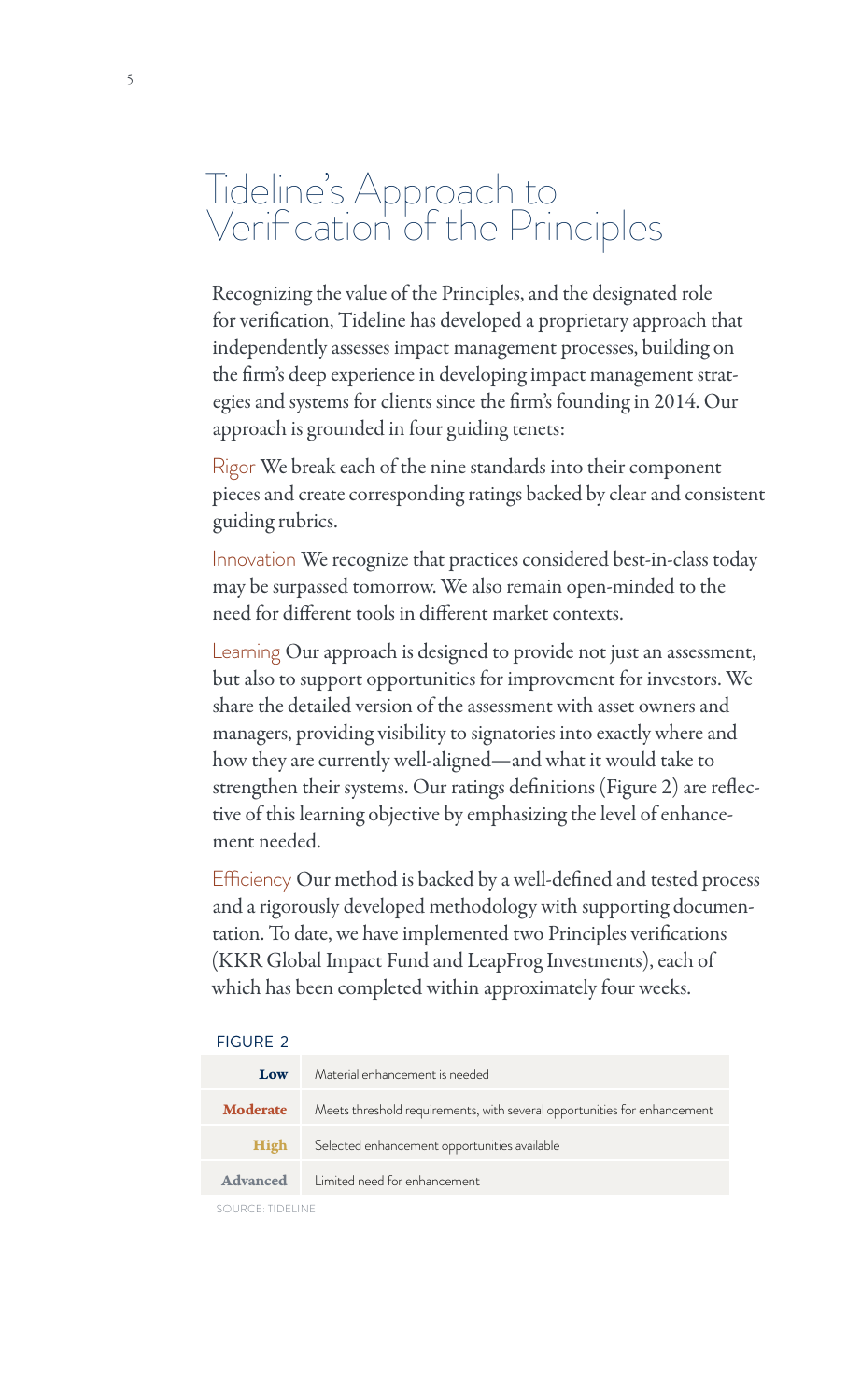# Tideline's Approach to Verification of the Principles

Recognizing the value of the Principles, and the designated role for verification, Tideline has developed a proprietary approach that independently assesses impact management processes, building on the firm's deep experience in developing impact management strategies and systems for clients since the firm's founding in 2014. Our approach is grounded in four guiding tenets:

Rigor We break each of the nine standards into their component pieces and create corresponding ratings backed by clear and consistent guiding rubrics.

Innovation We recognize that practices considered best-in-class today may be surpassed tomorrow. We also remain open-minded to the need for different tools in different market contexts.

Learning Our approach is designed to provide not just an assessment, but also to support opportunities for improvement for investors. We share the detailed version of the assessment with asset owners and managers, providing visibility to signatories into exactly where and how they are currently well-aligned—and what it would take to strengthen their systems. Our ratings definitions (Figure 2) are reflective of this learning objective by emphasizing the level of enhancement needed.

Efficiency Our method is backed by a well-defined and tested process and a rigorously developed methodology with supporting documentation. To date, we have implemented two Principles verifications (KKR Global Impact Fund and LeapFrog Investments), each of which has been completed within approximately four weeks.

FIGURE 2

| Rating | Definition |
|---|---|
| **Low** | Material enhancement is needed |
| **Moderate** | Meets threshold requirements, with several opportunities for enhancement |
| **High** | Selected enhancement opportunities available |
| **Advanced** | Limited need for enhancement |

SOURCE: TIDELINE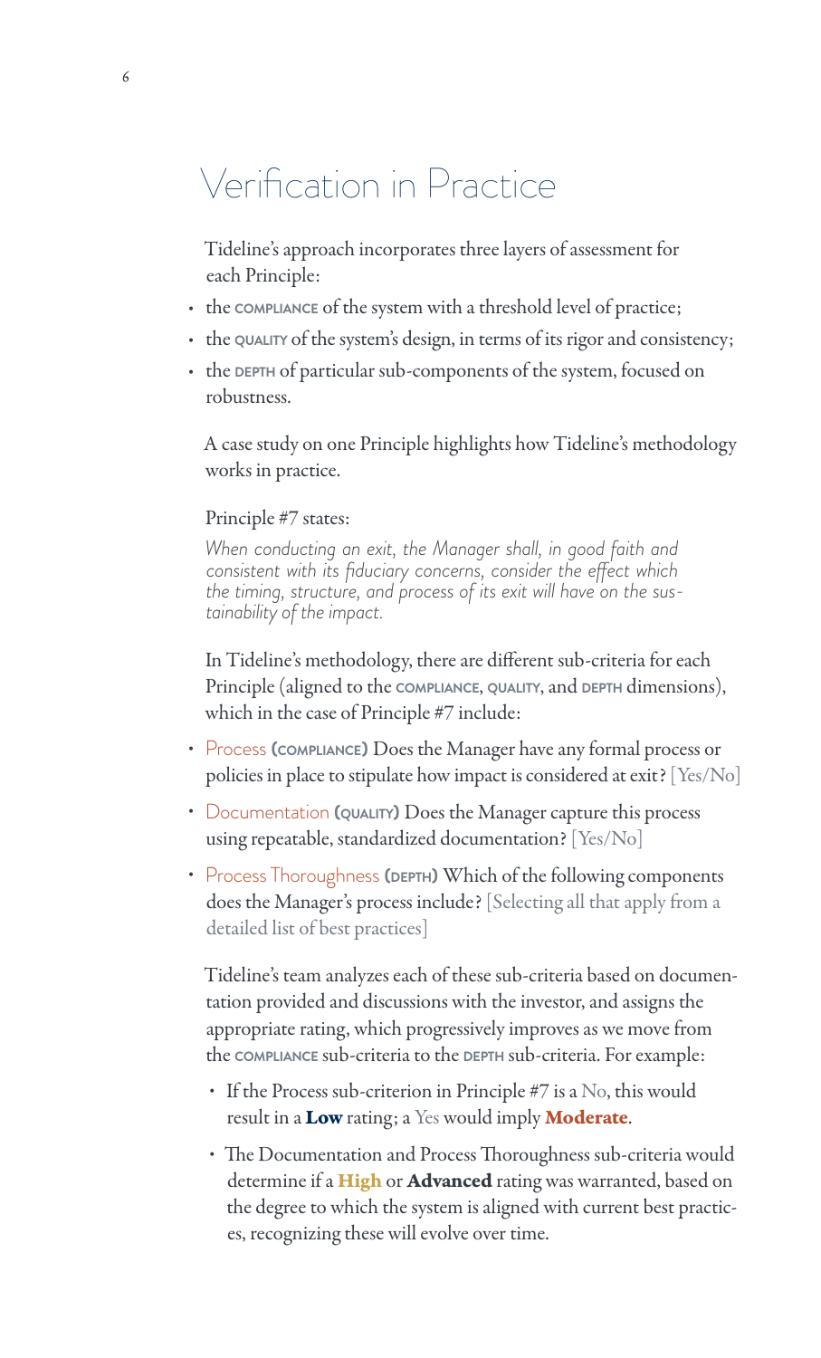# Verification in Practice

Tideline's approach incorporates three layers of assessment for each Principle:

- the **COMPLIANCE** of the system with a threshold level of practice;
- the **QUALITY** of the system's design, in terms of its rigor and consistency;
- the **DEPTH** of particular sub-components of the system, focused on robustness.

A case study on one Principle highlights how Tideline's methodology works in practice.

Principle #7 states:

*When conducting an exit, the Manager shall, in good faith and consistent with its fiduciary concerns, consider the effect which the timing, structure, and process of its exit will have on the sustainability of the impact.*

In Tideline's methodology, there are different sub-criteria for each Principle (aligned to the **COMPLIANCE**, **QUALITY**, and **DEPTH** dimensions), which in the case of Principle #7 include:

- Process **(COMPLIANCE)** Does the Manager have any formal process or policies in place to stipulate how impact is considered at exit? [Yes/No]
- Documentation **(QUALITY)** Does the Manager capture this process using repeatable, standardized documentation? [Yes/No]
- Process Thoroughness **(DEPTH)** Which of the following components does the Manager's process include? [Selecting all that apply from a detailed list of best practices]

Tideline's team analyzes each of these sub-criteria based on documentation provided and discussions with the investor, and assigns the appropriate rating, which progressively improves as we move from the **COMPLIANCE** sub-criteria to the **DEPTH** sub-criteria. For example:

- If the Process sub-criterion in Principle #7 is a No, this would result in a **Low** rating; a Yes would imply **Moderate**.
- The Documentation and Process Thoroughness sub-criteria would determine if a **High** or **Advanced** rating was warranted, based on the degree to which the system is aligned with current best practices, recognizing these will evolve over time.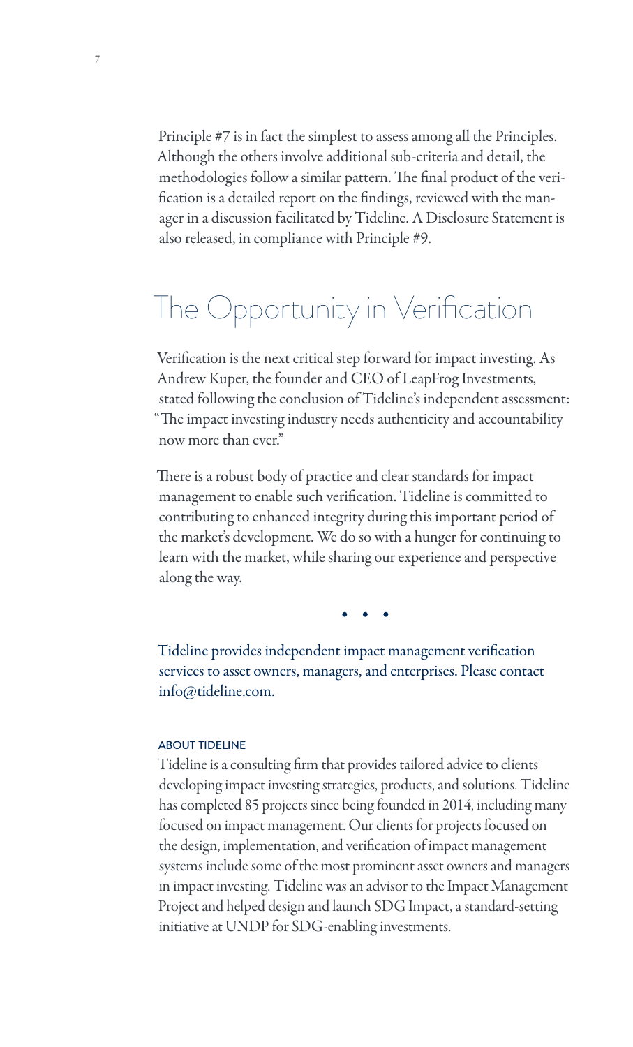Principle #7 is in fact the simplest to assess among all the Principles. Although the others involve additional sub-criteria and detail, the methodologies follow a similar pattern. The final product of the verification is a detailed report on the findings, reviewed with the manager in a discussion facilitated by Tideline. A Disclosure Statement is also released, in compliance with Principle #9.

## The Opportunity in Verification

Verification is the next critical step forward for impact investing. As Andrew Kuper, the founder and CEO of LeapFrog Investments, stated following the conclusion of Tideline's independent assessment: "The impact investing industry needs authenticity and accountability now more than ever."

There is a robust body of practice and clear standards for impact management to enable such verification. Tideline is committed to contributing to enhanced integrity during this important period of the market's development. We do so with a hunger for continuing to learn with the market, while sharing our experience and perspective along the way.

• • •

Tideline provides independent impact management verification services to asset owners, managers, and enterprises. Please contact info@tideline.com.

### ABOUT TIDELINE

Tideline is a consulting firm that provides tailored advice to clients developing impact investing strategies, products, and solutions. Tideline has completed 85 projects since being founded in 2014, including many focused on impact management. Our clients for projects focused on the design, implementation, and verification of impact management systems include some of the most prominent asset owners and managers in impact investing. Tideline was an advisor to the Impact Management Project and helped design and launch SDG Impact, a standard-setting initiative at UNDP for SDG-enabling investments.